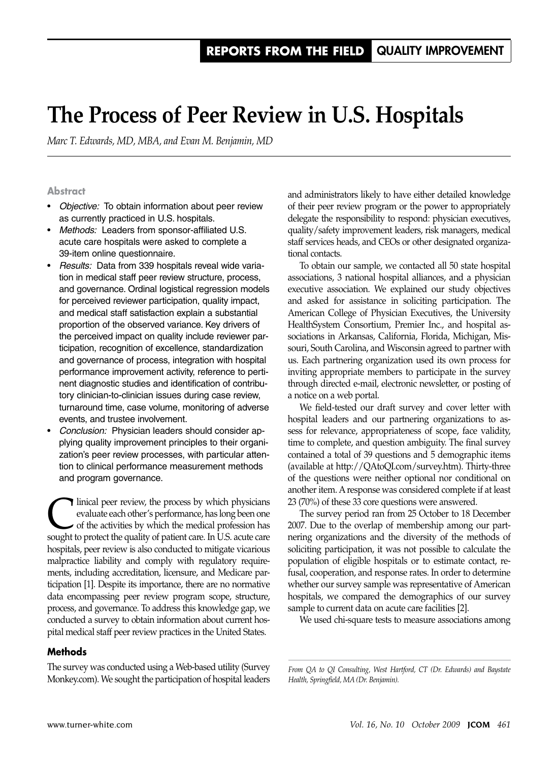REPORTS FROM THE FIELD QUALITY IMPROVEMENT

# The Process of Peer Review in U.S. Hospitals

*Marc T. Edwards, MD, MBA, and Evan M. Benjamin, MD*

### Abstract

- *Objective:* To obtain information about peer review as currently practiced in U.S. hospitals.
- *Methods:* Leaders from sponsor-affiliated U.S. acute care hospitals were asked to complete a 39-item online questionnaire.
- *Results:* Data from 339 hospitals reveal wide variation in medical staff peer review structure, process, and governance. Ordinal logistical regression models for perceived reviewer participation, quality impact, and medical staff satisfaction explain a substantial proportion of the observed variance. Key drivers of the perceived impact on quality include reviewer participation, recognition of excellence, standardization and governance of process, integration with hospital performance improvement activity, reference to pertinent diagnostic studies and identification of contributory clinician-to-clinician issues during case review, turnaround time, case volume, monitoring of adverse events, and trustee involvement.
- *Conclusion:* Physician leaders should consider applying quality improvement principles to their organization's peer review processes, with particular attention to clinical performance measurement methods and program governance.

Clinical peer review, the process by which physicians evaluate each other's performance, has long been one of the activities by which the medical profession has sought to protect the quality of patient care. In U.S. acute care hospitals, peer review is also conducted to mitigate vicarious malpractice liability and comply with regulatory requirements, including accreditation, licensure, and Medicare participation [1]. Despite its importance, there are no normative data encompassing peer review program scope, structure, process, and governance. To address this knowledge gap, we conducted a survey to obtain information about current hospital medical staff peer review practices in the United States.

## Methods

The survey was conducted using a Web-based utility (Survey Monkey.com). We sought the participation of hospital leaders and administrators likely to have either detailed knowledge of their peer review program or the power to appropriately delegate the responsibility to respond: physician executives, quality/safety improvement leaders, risk managers, medical staff services heads, and CEOs or other designated organizational contacts.

To obtain our sample, we contacted all 50 state hospital associations, 3 national hospital alliances, and a physician executive association. We explained our study objectives and asked for assistance in soliciting participation. The American College of Physician Executives, the University HealthSystem Consortium, Premier Inc., and hospital associations in Arkansas, California, Florida, Michigan, Missouri, South Carolina, and Wisconsin agreed to partner with us. Each partnering organization used its own process for inviting appropriate members to participate in the survey through directed e-mail, electronic newsletter, or posting of a notice on a web portal.

We field-tested our draft survey and cover letter with hospital leaders and our partnering organizations to assess for relevance, appropriateness of scope, face validity, time to complete, and question ambiguity. The final survey contained a total of 39 questions and 5 demographic items (available at http://QAtoQI.com/survey.htm). Thirty-three of the questions were neither optional nor conditional on another item. A response was considered complete if at least 23 (70%) of these 33 core questions were answered.

The survey period ran from 25 October to 18 December 2007. Due to the overlap of membership among our partnering organizations and the diversity of the methods of soliciting participation, it was not possible to calculate the population of eligible hospitals or to estimate contact, refusal, cooperation, and response rates. In order to determine whether our survey sample was representative of American hospitals, we compared the demographics of our survey sample to current data on acute care facilities [2].

We used chi-square tests to measure associations among

---

*From QA to QI Consulting, West Hartford, CT (Dr. Edwards) and Baystate Health, Springfield, MA (Dr. Benjamin).*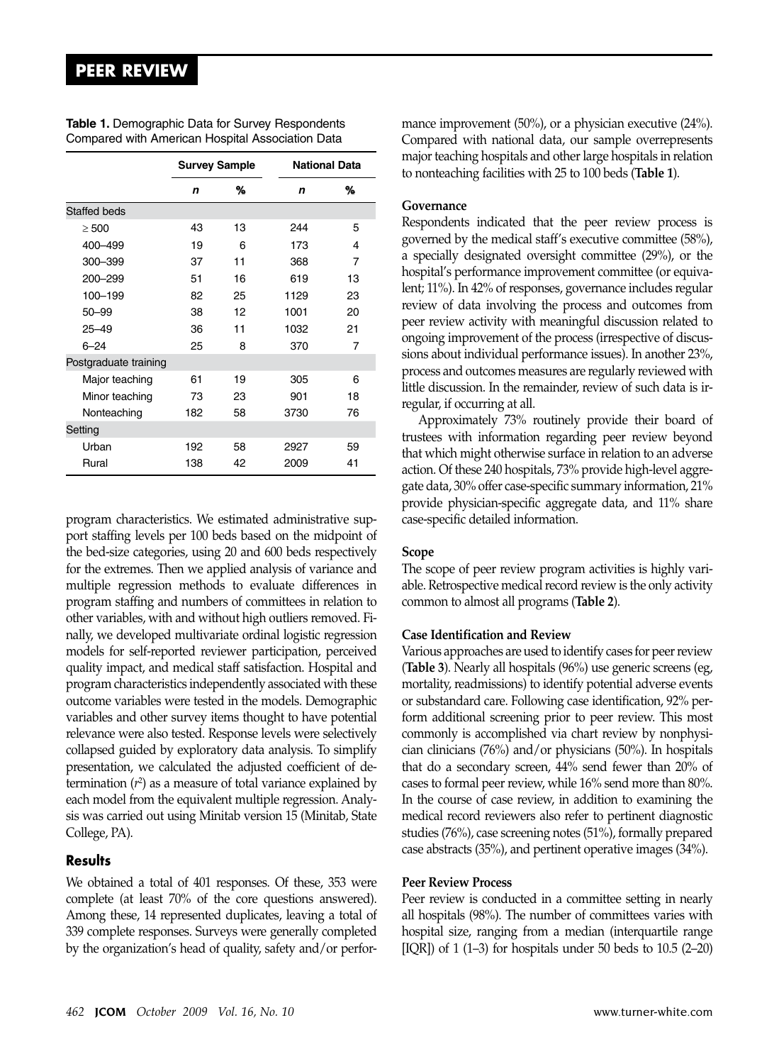**Table 1.** Demographic Data for Survey Respondents Compared with American Hospital Association Data

| | Survey Sample | | National Data | |
|---|---|---|---|---|
| | *n* | % | *n* | % |
| Staffed beds | | | | |
| ≥ 500 | 43 | 13 | 244 | 5 |
| 400–499 | 19 | 6 | 173 | 4 |
| 300–399 | 37 | 11 | 368 | 7 |
| 200–299 | 51 | 16 | 619 | 13 |
| 100–199 | 82 | 25 | 1129 | 23 |
| 50–99 | 38 | 12 | 1001 | 20 |
| 25–49 | 36 | 11 | 1032 | 21 |
| 6–24 | 25 | 8 | 370 | 7 |
| Postgraduate training | | | | |
| Major teaching | 61 | 19 | 305 | 6 |
| Minor teaching | 73 | 23 | 901 | 18 |
| Nonteaching | 182 | 58 | 3730 | 76 |
| Setting | | | | |
| Urban | 192 | 58 | 2927 | 59 |
| Rural | 138 | 42 | 2009 | 41 |

program characteristics. We estimated administrative support staffing levels per 100 beds based on the midpoint of the bed-size categories, using 20 and 600 beds respectively for the extremes. Then we applied analysis of variance and multiple regression methods to evaluate differences in program staffing and numbers of committees in relation to other variables, with and without high outliers removed. Finally, we developed multivariate ordinal logistic regression models for self-reported reviewer participation, perceived quality impact, and medical staff satisfaction. Hospital and program characteristics independently associated with these outcome variables were tested in the models. Demographic variables and other survey items thought to have potential relevance were also tested. Response levels were selectively collapsed guided by exploratory data analysis. To simplify presentation, we calculated the adjusted coefficient of determination ($r^2$) as a measure of total variance explained by each model from the equivalent multiple regression. Analysis was carried out using Minitab version 15 (Minitab, State College, PA).

## Results

We obtained a total of 401 responses. Of these, 353 were complete (at least 70% of the core questions answered). Among these, 14 represented duplicates, leaving a total of 339 complete responses. Surveys were generally completed by the organization's head of quality, safety and/or performance improvement (50%), or a physician executive (24%). Compared with national data, our sample overrepresents major teaching hospitals and other large hospitals in relation to nonteaching facilities with 25 to 100 beds (**Table 1**).

### Governance

Respondents indicated that the peer review process is governed by the medical staff's executive committee (58%), a specially designated oversight committee (29%), or the hospital's performance improvement committee (or equivalent; 11%). In 42% of responses, governance includes regular review of data involving the process and outcomes from peer review activity with meaningful discussion related to ongoing improvement of the process (irrespective of discussions about individual performance issues). In another 23%, process and outcomes measures are regularly reviewed with little discussion. In the remainder, review of such data is irregular, if occurring at all.

Approximately 73% routinely provide their board of trustees with information regarding peer review beyond that which might otherwise surface in relation to an adverse action. Of these 240 hospitals, 73% provide high-level aggregate data, 30% offer case-specific summary information, 21% provide physician-specific aggregate data, and 11% share case-specific detailed information.

### Scope

The scope of peer review program activities is highly variable. Retrospective medical record review is the only activity common to almost all programs (**Table 2**).

### Case Identification and Review

Various approaches are used to identify cases for peer review (**Table 3**). Nearly all hospitals (96%) use generic screens (eg, mortality, readmissions) to identify potential adverse events or substandard care. Following case identification, 92% perform additional screening prior to peer review. This most commonly is accomplished via chart review by nonphysician clinicians (76%) and/or physicians (50%). In hospitals that do a secondary screen, 44% send fewer than 20% of cases to formal peer review, while 16% send more than 80%. In the course of case review, in addition to examining the medical record reviewers also refer to pertinent diagnostic studies (76%), case screening notes (51%), formally prepared case abstracts (35%), and pertinent operative images (34%).

### Peer Review Process

Peer review is conducted in a committee setting in nearly all hospitals (98%). The number of committees varies with hospital size, ranging from a median (interquartile range [IQR]) of 1 (1–3) for hospitals under 50 beds to 10.5 (2–20)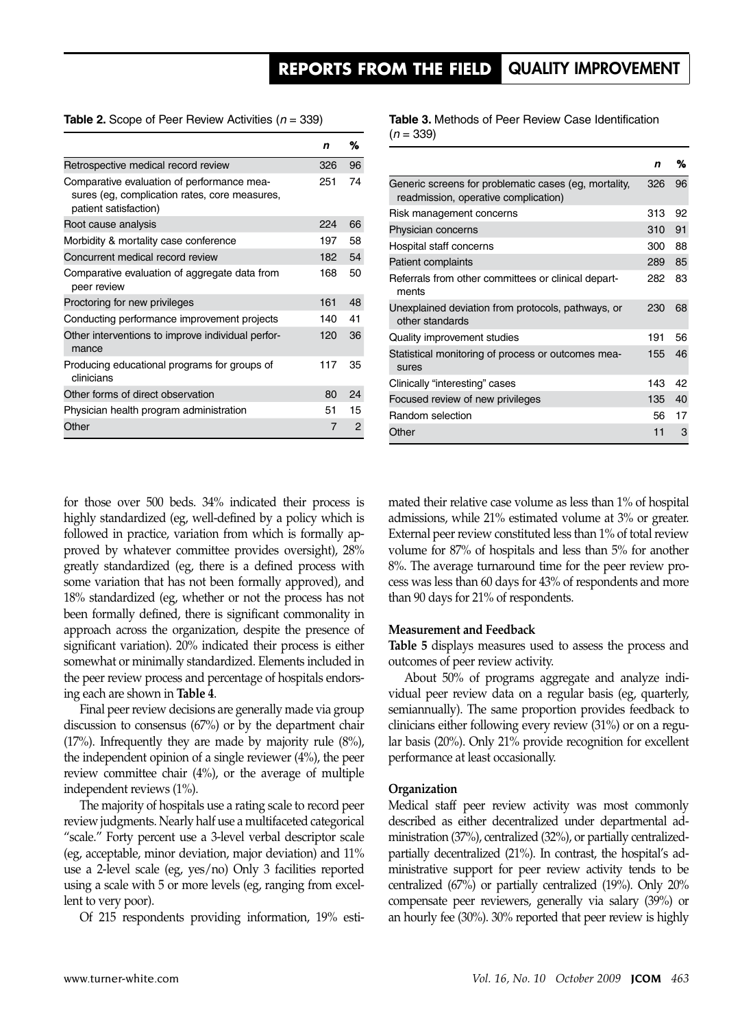**Table 2.** Scope of Peer Review Activities ($n$ = 339)

| | *n* | % |
|---|---|---|
| Retrospective medical record review | 326 | 96 |
| Comparative evaluation of performance measures (eg, complication rates, core measures, patient satisfaction) | 251 | 74 |
| Root cause analysis | 224 | 66 |
| Morbidity & mortality case conference | 197 | 58 |
| Concurrent medical record review | 182 | 54 |
| Comparative evaluation of aggregate data from peer review | 168 | 50 |
| Proctoring for new privileges | 161 | 48 |
| Conducting performance improvement projects | 140 | 41 |
| Other interventions to improve individual performance | 120 | 36 |
| Producing educational programs for groups of clinicians | 117 | 35 |
| Other forms of direct observation | 80 | 24 |
| Physician health program administration | 51 | 15 |
| Other | 7 | 2 |

**Table 3.** Methods of Peer Review Case Identification ($n$ = 339)

| | *n* | % |
|---|---|---|
| Generic screens for problematic cases (eg, mortality, readmission, operative complication) | 326 | 96 |
| Risk management concerns | 313 | 92 |
| Physician concerns | 310 | 91 |
| Hospital staff concerns | 300 | 88 |
| Patient complaints | 289 | 85 |
| Referrals from other committees or clinical departments | 282 | 83 |
| Unexplained deviation from protocols, pathways, or other standards | 230 | 68 |
| Quality improvement studies | 191 | 56 |
| Statistical monitoring of process or outcomes measures | 155 | 46 |
| Clinically "interesting" cases | 143 | 42 |
| Focused review of new privileges | 135 | 40 |
| Random selection | 56 | 17 |
| Other | 11 | 3 |

for those over 500 beds. 34% indicated their process is highly standardized (eg, well-defined by a policy which is followed in practice, variation from which is formally approved by whatever committee provides oversight), 28% greatly standardized (eg, there is a defined process with some variation that has not been formally approved), and 18% standardized (eg, whether or not the process has not been formally defined, there is significant commonality in approach across the organization, despite the presence of significant variation). 20% indicated their process is either somewhat or minimally standardized. Elements included in the peer review process and percentage of hospitals endorsing each are shown in **Table 4**.

Final peer review decisions are generally made via group discussion to consensus (67%) or by the department chair (17%). Infrequently they are made by majority rule (8%), the independent opinion of a single reviewer (4%), the peer review committee chair (4%), or the average of multiple independent reviews (1%).

The majority of hospitals use a rating scale to record peer review judgments. Nearly half use a multifaceted categorical "scale." Forty percent use a 3-level verbal descriptor scale (eg, acceptable, minor deviation, major deviation) and 11% use a 2-level scale (eg, yes/no) Only 3 facilities reported using a scale with 5 or more levels (eg, ranging from excellent to very poor).

Of 215 respondents providing information, 19% estimated their relative case volume as less than 1% of hospital admissions, while 21% estimated volume at 3% or greater. External peer review constituted less than 1% of total review volume for 87% of hospitals and less than 5% for another 8%. The average turnaround time for the peer review process was less than 60 days for 43% of respondents and more than 90 days for 21% of respondents.

### Measurement and Feedback

**Table 5** displays measures used to assess the process and outcomes of peer review activity.

About 50% of programs aggregate and analyze individual peer review data on a regular basis (eg, quarterly, semiannually). The same proportion provides feedback to clinicians either following every review (31%) or on a regular basis (20%). Only 21% provide recognition for excellent performance at least occasionally.

### Organization

Medical staff peer review activity was most commonly described as either decentralized under departmental administration (37%), centralized (32%), or partially centralized-partially decentralized (21%). In contrast, the hospital's administrative support for peer review activity tends to be centralized (67%) or partially centralized (19%). Only 20% compensate peer reviewers, generally via salary (39%) or an hourly fee (30%). 30% reported that peer review is highly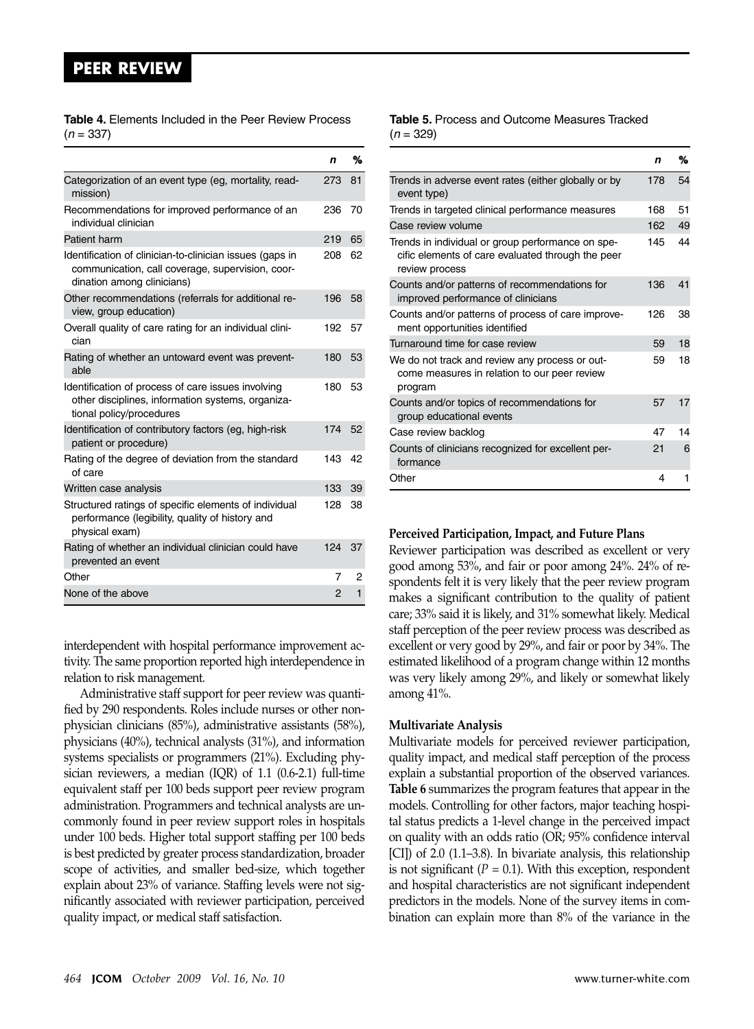**Table 4.** Elements Included in the Peer Review Process ($n$ = 337)

| | *n* | % |
|---|---|---|
| Categorization of an event type (eg, mortality, readmission) | 273 | 81 |
| Recommendations for improved performance of an individual clinician | 236 | 70 |
| Patient harm | 219 | 65 |
| Identification of clinician-to-clinician issues (gaps in communication, call coverage, supervision, coordination among clinicians) | 208 | 62 |
| Other recommendations (referrals for additional review, group education) | 196 | 58 |
| Overall quality of care rating for an individual clinician | 192 | 57 |
| Rating of whether an untoward event was preventable | 180 | 53 |
| Identification of process of care issues involving other disciplines, information systems, organizational policy/procedures | 180 | 53 |
| Identification of contributory factors (eg, high-risk patient or procedure) | 174 | 52 |
| Rating of the degree of deviation from the standard of care | 143 | 42 |
| Written case analysis | 133 | 39 |
| Structured ratings of specific elements of individual performance (legibility, quality of history and physical exam) | 128 | 38 |
| Rating of whether an individual clinician could have prevented an event | 124 | 37 |
| Other | 7 | 2 |
| None of the above | 2 | 1 |

interdependent with hospital performance improvement activity. The same proportion reported high interdependence in relation to risk management.

Administrative staff support for peer review was quantified by 290 respondents. Roles include nurses or other nonphysician clinicians (85%), administrative assistants (58%), physicians (40%), technical analysts (31%), and information systems specialists or programmers (21%). Excluding physician reviewers, a median (IQR) of 1.1 (0.6-2.1) full-time equivalent staff per 100 beds support peer review program administration. Programmers and technical analysts are uncommonly found in peer review support roles in hospitals under 100 beds. Higher total support staffing per 100 beds is best predicted by greater process standardization, broader scope of activities, and smaller bed-size, which together explain about 23% of variance. Staffing levels were not significantly associated with reviewer participation, perceived quality impact, or medical staff satisfaction.

**Table 5.** Process and Outcome Measures Tracked ($n$ = 329)

| | *n* | % |
|---|---|---|
| Trends in adverse event rates (either globally or by event type) | 178 | 54 |
| Trends in targeted clinical performance measures | 168 | 51 |
| Case review volume | 162 | 49 |
| Trends in individual or group performance on specific elements of care evaluated through the peer review process | 145 | 44 |
| Counts and/or patterns of recommendations for improved performance of clinicians | 136 | 41 |
| Counts and/or patterns of process of care improvement opportunities identified | 126 | 38 |
| Turnaround time for case review | 59 | 18 |
| We do not track and review any process or outcome measures in relation to our peer review program | 59 | 18 |
| Counts and/or topics of recommendations for group educational events | 57 | 17 |
| Case review backlog | 47 | 14 |
| Counts of clinicians recognized for excellent performance | 21 | 6 |
| Other | 4 | 1 |

### Perceived Participation, Impact, and Future Plans

Reviewer participation was described as excellent or very good among 53%, and fair or poor among 24%. 24% of respondents felt it is very likely that the peer review program makes a significant contribution to the quality of patient care; 33% said it is likely, and 31% somewhat likely. Medical staff perception of the peer review process was described as excellent or very good by 29%, and fair or poor by 34%. The estimated likelihood of a program change within 12 months was very likely among 29%, and likely or somewhat likely among 41%.

### Multivariate Analysis

Multivariate models for perceived reviewer participation, quality impact, and medical staff perception of the process explain a substantial proportion of the observed variances. **Table 6** summarizes the program features that appear in the models. Controlling for other factors, major teaching hospital status predicts a 1-level change in the perceived impact on quality with an odds ratio (OR; 95% confidence interval [CI]) of 2.0 (1.1–3.8). In bivariate analysis, this relationship is not significant ($P$ = 0.1). With this exception, respondent and hospital characteristics are not significant independent predictors in the models. None of the survey items in combination can explain more than 8% of the variance in the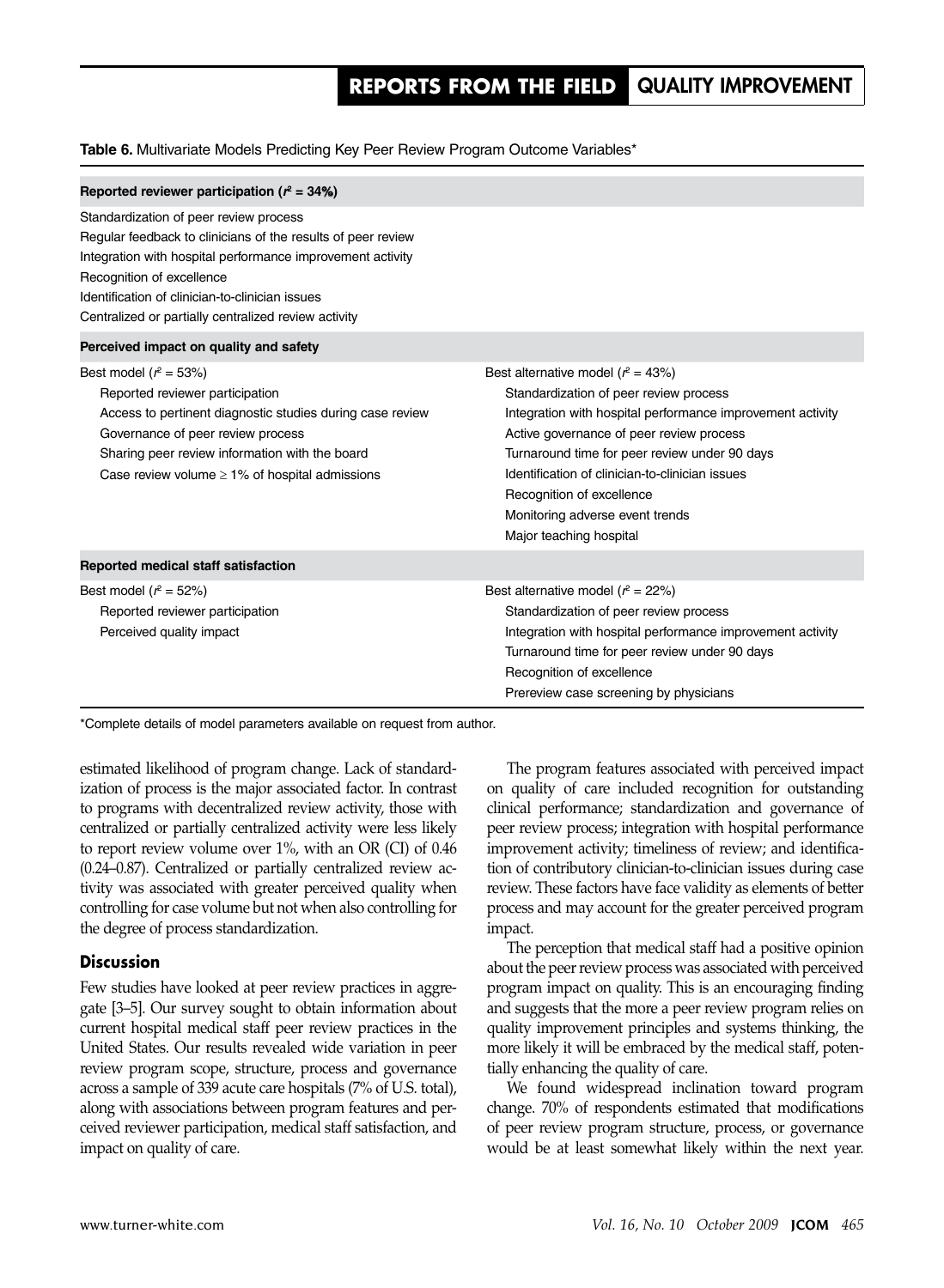**Table 6.** Multivariate Models Predicting Key Peer Review Program Outcome Variables*

| | |
|---|---|
| **Reported reviewer participation ($r^2$ = 34%)** | |
| Standardization of peer review process | |
| Regular feedback to clinicians of the results of peer review | |
| Integration with hospital performance improvement activity | |
| Recognition of excellence | |
| Identification of clinician-to-clinician issues | |
| Centralized or partially centralized review activity | |
| **Perceived impact on quality and safety** | |
| Best model ($r^2$ = 53%) | Best alternative model ($r^2$ = 43%) |
| Reported reviewer participation | Standardization of peer review process |
| Access to pertinent diagnostic studies during case review | Integration with hospital performance improvement activity |
| Governance of peer review process | Active governance of peer review process |
| Sharing peer review information with the board | Turnaround time for peer review under 90 days |
| Case review volume ≥ 1% of hospital admissions | Identification of clinician-to-clinician issues |
| | Recognition of excellence |
| | Monitoring adverse event trends |
| | Major teaching hospital |
| **Reported medical staff satisfaction** | |
| Best model ($r^2$ = 52%) | Best alternative model ($r^2$ = 22%) |
| Reported reviewer participation | Standardization of peer review process |
| Perceived quality impact | Integration with hospital performance improvement activity |
| | Turnaround time for peer review under 90 days |
| | Recognition of excellence |
| | Prereview case screening by physicians |

*Complete details of model parameters available on request from author.

estimated likelihood of program change. Lack of standardization of process is the major associated factor. In contrast to programs with decentralized review activity, those with centralized or partially centralized activity were less likely to report review volume over 1%, with an OR (CI) of 0.46 (0.24–0.87). Centralized or partially centralized review activity was associated with greater perceived quality when controlling for case volume but not when also controlling for the degree of process standardization.

## Discussion

Few studies have looked at peer review practices in aggregate [3–5]. Our survey sought to obtain information about current hospital medical staff peer review practices in the United States. Our results revealed wide variation in peer review program scope, structure, process and governance across a sample of 339 acute care hospitals (7% of U.S. total), along with associations between program features and perceived reviewer participation, medical staff satisfaction, and impact on quality of care.

The program features associated with perceived impact on quality of care included recognition for outstanding clinical performance; standardization and governance of peer review process; integration with hospital performance improvement activity; timeliness of review; and identification of contributory clinician-to-clinician issues during case review. These factors have face validity as elements of better process and may account for the greater perceived program impact.

The perception that medical staff had a positive opinion about the peer review process was associated with perceived program impact on quality. This is an encouraging finding and suggests that the more a peer review program relies on quality improvement principles and systems thinking, the more likely it will be embraced by the medical staff, potentially enhancing the quality of care.

We found widespread inclination toward program change. 70% of respondents estimated that modifications of peer review program structure, process, or governance would be at least somewhat likely within the next year.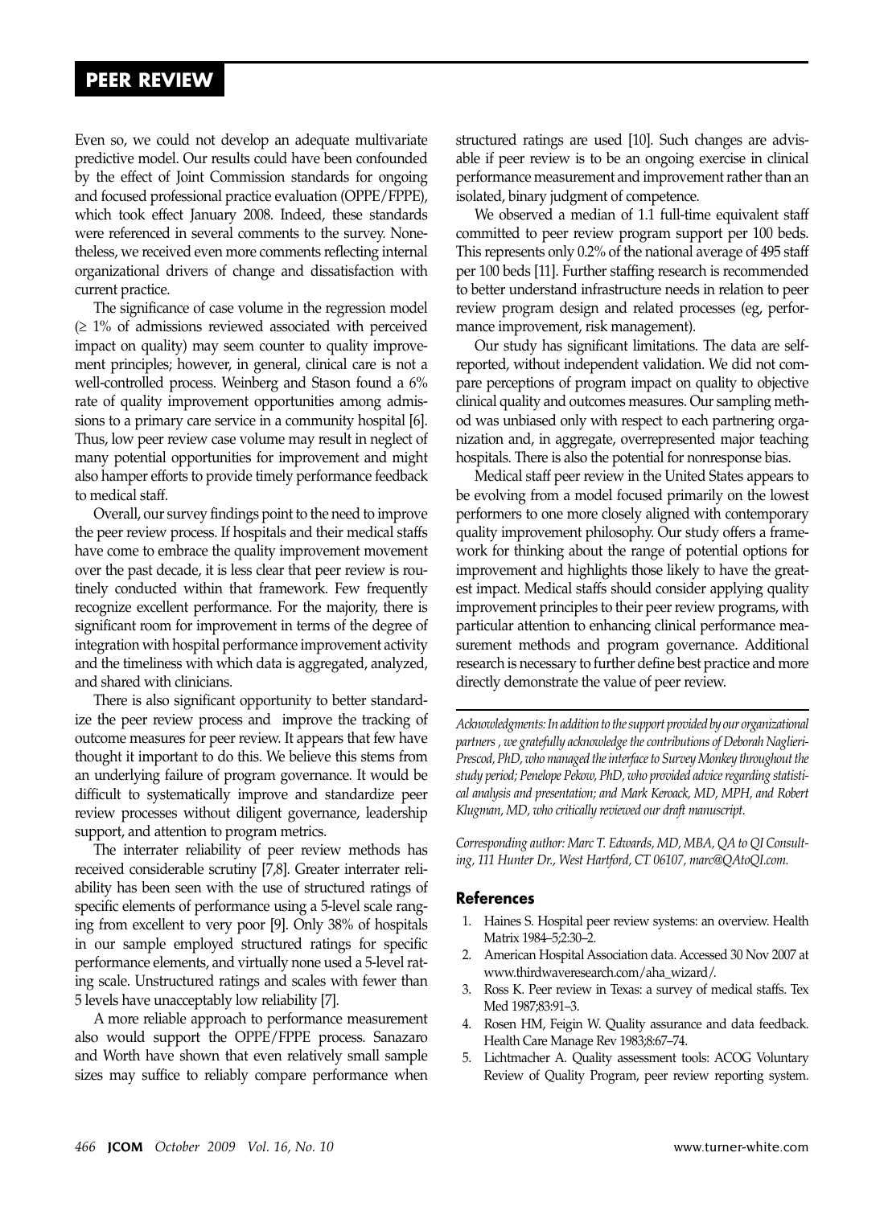Even so, we could not develop an adequate multivariate predictive model. Our results could have been confounded by the effect of Joint Commission standards for ongoing and focused professional practice evaluation (OPPE/FPPE), which took effect January 2008. Indeed, these standards were referenced in several comments to the survey. Nonetheless, we received even more comments reflecting internal organizational drivers of change and dissatisfaction with current practice.

The significance of case volume in the regression model (≥ 1% of admissions reviewed associated with perceived impact on quality) may seem counter to quality improvement principles; however, in general, clinical care is not a well-controlled process. Weinberg and Stason found a 6% rate of quality improvement opportunities among admissions to a primary care service in a community hospital [6]. Thus, low peer review case volume may result in neglect of many potential opportunities for improvement and might also hamper efforts to provide timely performance feedback to medical staff.

Overall, our survey findings point to the need to improve the peer review process. If hospitals and their medical staffs have come to embrace the quality improvement movement over the past decade, it is less clear that peer review is routinely conducted within that framework. Few frequently recognize excellent performance. For the majority, there is significant room for improvement in terms of the degree of integration with hospital performance improvement activity and the timeliness with which data is aggregated, analyzed, and shared with clinicians.

There is also significant opportunity to better standardize the peer review process and improve the tracking of outcome measures for peer review. It appears that few have thought it important to do this. We believe this stems from an underlying failure of program governance. It would be difficult to systematically improve and standardize peer review processes without diligent governance, leadership support, and attention to program metrics.

The interrater reliability of peer review methods has received considerable scrutiny [7,8]. Greater interrater reliability has been seen with the use of structured ratings of specific elements of performance using a 5-level scale ranging from excellent to very poor [9]. Only 38% of hospitals in our sample employed structured ratings for specific performance elements, and virtually none used a 5-level rating scale. Unstructured ratings and scales with fewer than 5 levels have unacceptably low reliability [7].

A more reliable approach to performance measurement also would support the OPPE/FPPE process. Sanazaro and Worth have shown that even relatively small sample sizes may suffice to reliably compare performance when structured ratings are used [10]. Such changes are advisable if peer review is to be an ongoing exercise in clinical performance measurement and improvement rather than an isolated, binary judgment of competence.

We observed a median of 1.1 full-time equivalent staff committed to peer review program support per 100 beds. This represents only 0.2% of the national average of 495 staff per 100 beds [11]. Further staffing research is recommended to better understand infrastructure needs in relation to peer review program design and related processes (eg, performance improvement, risk management).

Our study has significant limitations. The data are self-reported, without independent validation. We did not compare perceptions of program impact on quality to objective clinical quality and outcomes measures. Our sampling method was unbiased only with respect to each partnering organization and, in aggregate, overrepresented major teaching hospitals. There is also the potential for nonresponse bias.

Medical staff peer review in the United States appears to be evolving from a model focused primarily on the lowest performers to one more closely aligned with contemporary quality improvement philosophy. Our study offers a framework for thinking about the range of potential options for improvement and highlights those likely to have the greatest impact. Medical staffs should consider applying quality improvement principles to their peer review programs, with particular attention to enhancing clinical performance measurement methods and program governance. Additional research is necessary to further define best practice and more directly demonstrate the value of peer review.

---

*Acknowledgments: In addition to the support provided by our organizational partners , we gratefully acknowledge the contributions of Deborah Naglieri-Prescod, PhD, who managed the interface to Survey Monkey throughout the study period; Penelope Pekow, PhD, who provided advice regarding statistical analysis and presentation; and Mark Keroack, MD, MPH, and Robert Klugman, MD, who critically reviewed our draft manuscript.*

*Corresponding author: Marc T. Edwards, MD, MBA, QA to QI Consulting, 111 Hunter Dr., West Hartford, CT 06107, marc@QAtoQI.com.*

## References

1. Haines S. Hospital peer review systems: an overview. Health Matrix 1984–5;2:30–2.
2. American Hospital Association data. Accessed 30 Nov 2007 at www.thirdwaveresearch.com/aha_wizard/.
3. Ross K. Peer review in Texas: a survey of medical staffs. Tex Med 1987;83:91–3.
4. Rosen HM, Feigin W. Quality assurance and data feedback. Health Care Manage Rev 1983;8:67–74.
5. Lichtmacher A. Quality assessment tools: ACOG Voluntary Review of Quality Program, peer review reporting system.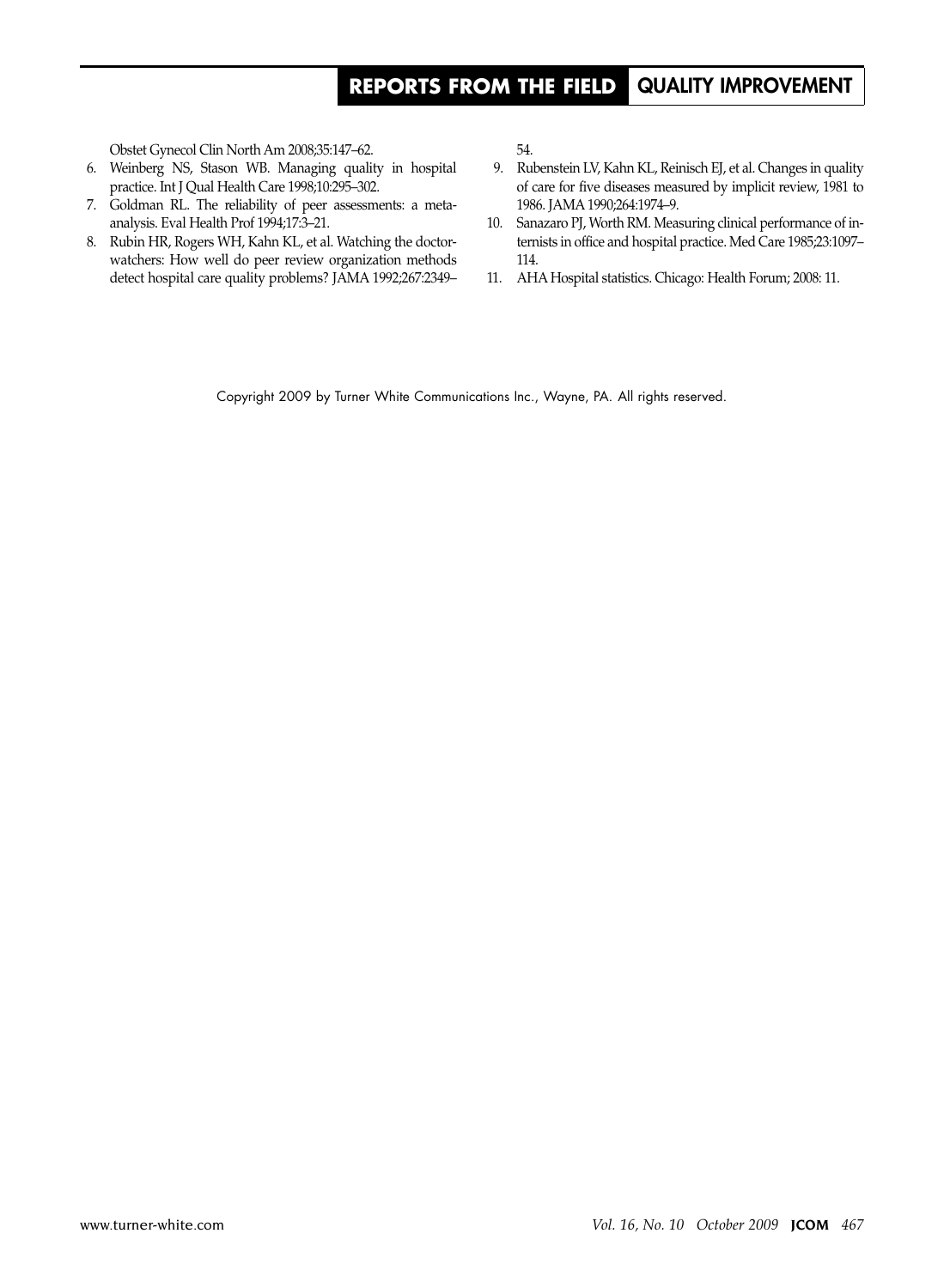Obstet Gynecol Clin North Am 2008;35:147–62.

6. Weinberg NS, Stason WB. Managing quality in hospital practice. Int J Qual Health Care 1998;10:295–302.
7. Goldman RL. The reliability of peer assessments: a meta-analysis. Eval Health Prof 1994;17:3–21.
8. Rubin HR, Rogers WH, Kahn KL, et al. Watching the doctor-watchers: How well do peer review organization methods detect hospital care quality problems? JAMA 1992;267:2349–54.
9. Rubenstein LV, Kahn KL, Reinisch EJ, et al. Changes in quality of care for five diseases measured by implicit review, 1981 to 1986. JAMA 1990;264:1974–9.
10. Sanazaro PJ, Worth RM. Measuring clinical performance of internists in office and hospital practice. Med Care 1985;23:1097–114.
11. AHA Hospital statistics. Chicago: Health Forum; 2008: 11.

Copyright 2009 by Turner White Communications Inc., Wayne, PA. All rights reserved.